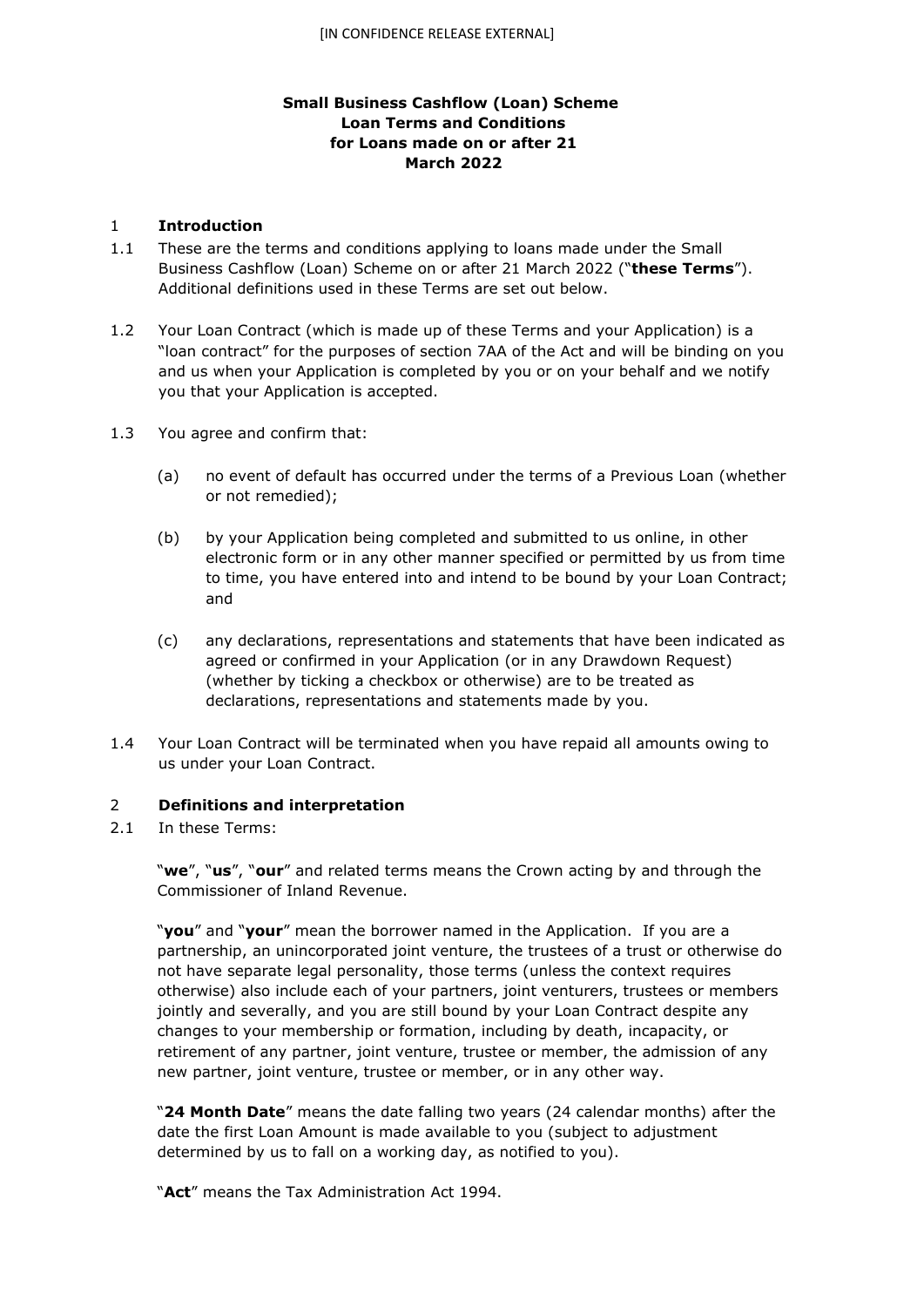**Small Business Cashflow (Loan) Scheme**
**Loan Terms and Conditions**
**for Loans made on or after 21**
**March 2022**

## 1 Introduction

1.1 These are the terms and conditions applying to loans made under the Small Business Cashflow (Loan) Scheme on or after 21 March 2022 ("**these Terms**"). Additional definitions used in these Terms are set out below.

1.2 Your Loan Contract (which is made up of these Terms and your Application) is a "loan contract" for the purposes of section 7AA of the Act and will be binding on you and us when your Application is completed by you or on your behalf and we notify you that your Application is accepted.

1.3 You agree and confirm that:

(a) no event of default has occurred under the terms of a Previous Loan (whether or not remedied);

(b) by your Application being completed and submitted to us online, in other electronic form or in any other manner specified or permitted by us from time to time, you have entered into and intend to be bound by your Loan Contract; and

(c) any declarations, representations and statements that have been indicated as agreed or confirmed in your Application (or in any Drawdown Request) (whether by ticking a checkbox or otherwise) are to be treated as declarations, representations and statements made by you.

1.4 Your Loan Contract will be terminated when you have repaid all amounts owing to us under your Loan Contract.

## 2 Definitions and interpretation

2.1 In these Terms:

"**we**", "**us**", "**our**" and related terms means the Crown acting by and through the Commissioner of Inland Revenue.

"**you**" and "**your**" mean the borrower named in the Application. If you are a partnership, an unincorporated joint venture, the trustees of a trust or otherwise do not have separate legal personality, those terms (unless the context requires otherwise) also include each of your partners, joint venturers, trustees or members jointly and severally, and you are still bound by your Loan Contract despite any changes to your membership or formation, including by death, incapacity, or retirement of any partner, joint venture, trustee or member, the admission of any new partner, joint venture, trustee or member, or in any other way.

"**24 Month Date**" means the date falling two years (24 calendar months) after the date the first Loan Amount is made available to you (subject to adjustment determined by us to fall on a working day, as notified to you).

"**Act**" means the Tax Administration Act 1994.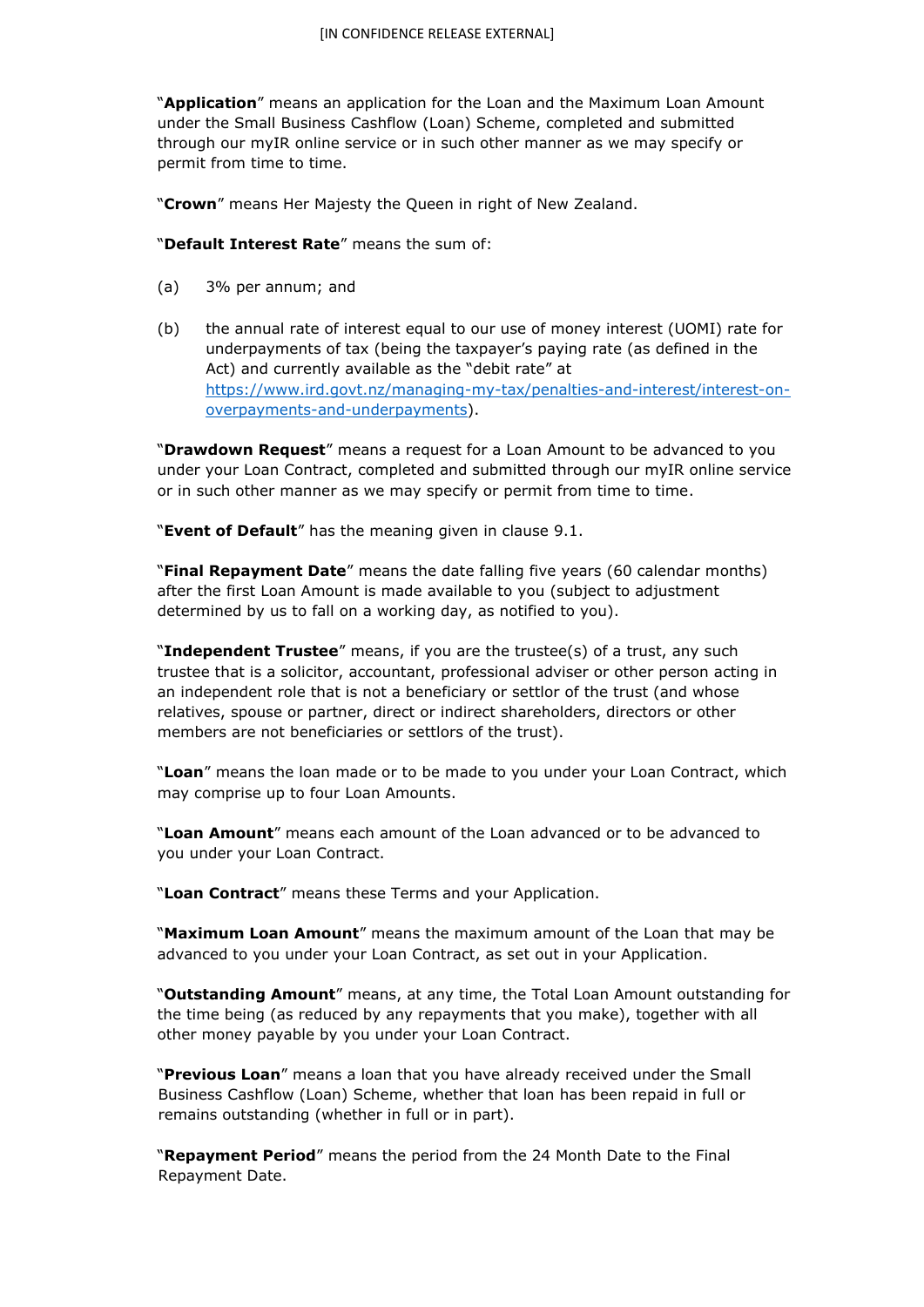"**Application**" means an application for the Loan and the Maximum Loan Amount under the Small Business Cashflow (Loan) Scheme, completed and submitted through our myIR online service or in such other manner as we may specify or permit from time to time.

"**Crown**" means Her Majesty the Queen in right of New Zealand.

"**Default Interest Rate**" means the sum of:

(a) 3% per annum; and

(b) the annual rate of interest equal to our use of money interest (UOMI) rate for underpayments of tax (being the taxpayer's paying rate (as defined in the Act) and currently available as the "debit rate" at https://www.ird.govt.nz/managing-my-tax/penalties-and-interest/interest-on-overpayments-and-underpayments).

"**Drawdown Request**" means a request for a Loan Amount to be advanced to you under your Loan Contract, completed and submitted through our myIR online service or in such other manner as we may specify or permit from time to time.

"**Event of Default**" has the meaning given in clause 9.1.

"**Final Repayment Date**" means the date falling five years (60 calendar months) after the first Loan Amount is made available to you (subject to adjustment determined by us to fall on a working day, as notified to you).

"**Independent Trustee**" means, if you are the trustee(s) of a trust, any such trustee that is a solicitor, accountant, professional adviser or other person acting in an independent role that is not a beneficiary or settlor of the trust (and whose relatives, spouse or partner, direct or indirect shareholders, directors or other members are not beneficiaries or settlors of the trust).

"**Loan**" means the loan made or to be made to you under your Loan Contract, which may comprise up to four Loan Amounts.

"**Loan Amount**" means each amount of the Loan advanced or to be advanced to you under your Loan Contract.

"**Loan Contract**" means these Terms and your Application.

"**Maximum Loan Amount**" means the maximum amount of the Loan that may be advanced to you under your Loan Contract, as set out in your Application.

"**Outstanding Amount**" means, at any time, the Total Loan Amount outstanding for the time being (as reduced by any repayments that you make), together with all other money payable by you under your Loan Contract.

"**Previous Loan**" means a loan that you have already received under the Small Business Cashflow (Loan) Scheme, whether that loan has been repaid in full or remains outstanding (whether in full or in part).

"**Repayment Period**" means the period from the 24 Month Date to the Final Repayment Date.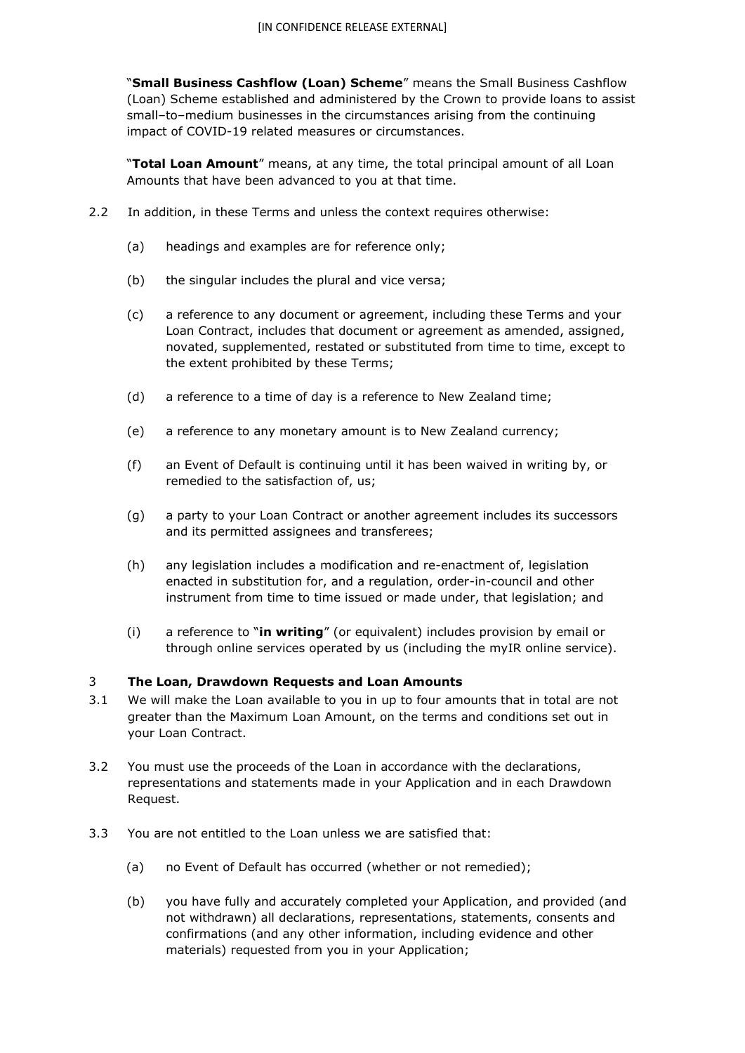"**Small Business Cashflow (Loan) Scheme**" means the Small Business Cashflow (Loan) Scheme established and administered by the Crown to provide loans to assist small–to–medium businesses in the circumstances arising from the continuing impact of COVID-19 related measures or circumstances.

"**Total Loan Amount**" means, at any time, the total principal amount of all Loan Amounts that have been advanced to you at that time.

2.2 In addition, in these Terms and unless the context requires otherwise:

(a) headings and examples are for reference only;

(b) the singular includes the plural and vice versa;

(c) a reference to any document or agreement, including these Terms and your Loan Contract, includes that document or agreement as amended, assigned, novated, supplemented, restated or substituted from time to time, except to the extent prohibited by these Terms;

(d) a reference to a time of day is a reference to New Zealand time;

(e) a reference to any monetary amount is to New Zealand currency;

(f) an Event of Default is continuing until it has been waived in writing by, or remedied to the satisfaction of, us;

(g) a party to your Loan Contract or another agreement includes its successors and its permitted assignees and transferees;

(h) any legislation includes a modification and re-enactment of, legislation enacted in substitution for, and a regulation, order-in-council and other instrument from time to time issued or made under, that legislation; and

(i) a reference to "**in writing**" (or equivalent) includes provision by email or through online services operated by us (including the myIR online service).

## 3 The Loan, Drawdown Requests and Loan Amounts

3.1 We will make the Loan available to you in up to four amounts that in total are not greater than the Maximum Loan Amount, on the terms and conditions set out in your Loan Contract.

3.2 You must use the proceeds of the Loan in accordance with the declarations, representations and statements made in your Application and in each Drawdown Request.

3.3 You are not entitled to the Loan unless we are satisfied that:

(a) no Event of Default has occurred (whether or not remedied);

(b) you have fully and accurately completed your Application, and provided (and not withdrawn) all declarations, representations, statements, consents and confirmations (and any other information, including evidence and other materials) requested from you in your Application;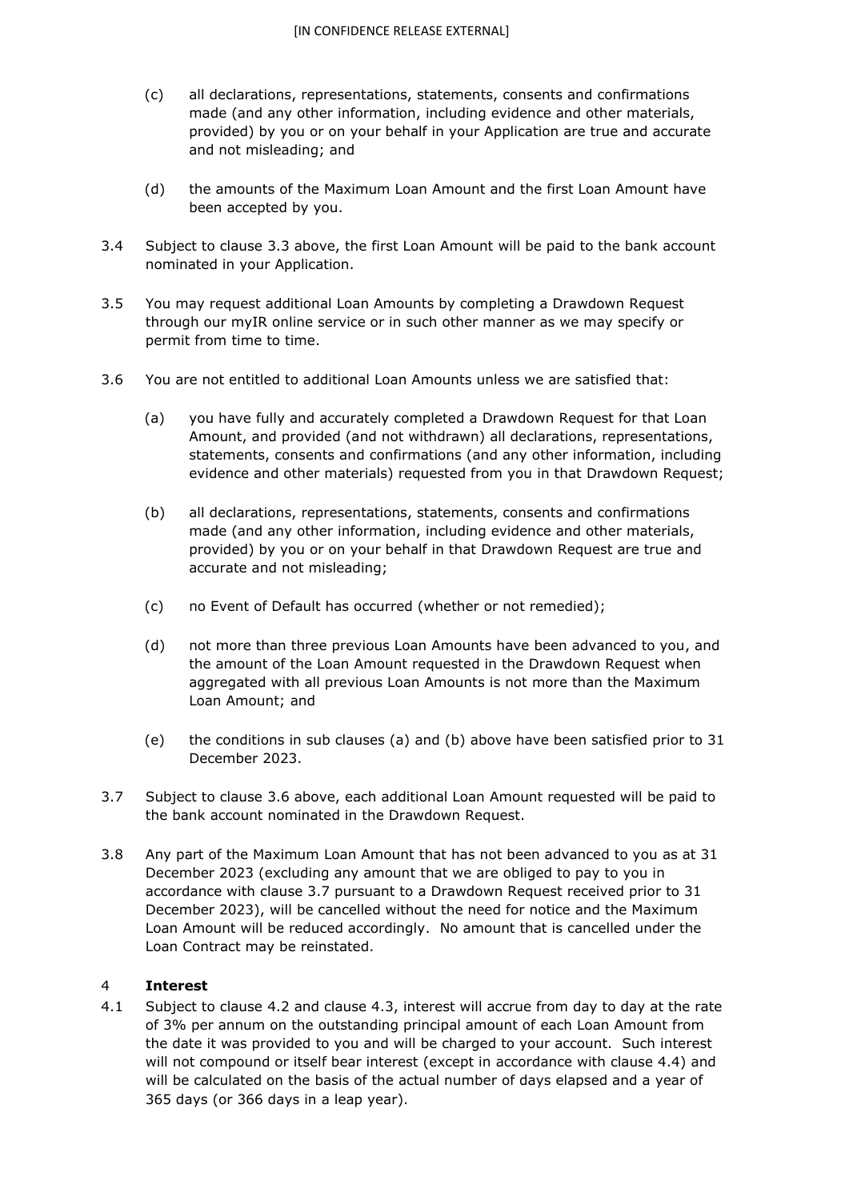(c) all declarations, representations, statements, consents and confirmations made (and any other information, including evidence and other materials, provided) by you or on your behalf in your Application are true and accurate and not misleading; and

(d) the amounts of the Maximum Loan Amount and the first Loan Amount have been accepted by you.

3.4 Subject to clause 3.3 above, the first Loan Amount will be paid to the bank account nominated in your Application.

3.5 You may request additional Loan Amounts by completing a Drawdown Request through our myIR online service or in such other manner as we may specify or permit from time to time.

3.6 You are not entitled to additional Loan Amounts unless we are satisfied that:

(a) you have fully and accurately completed a Drawdown Request for that Loan Amount, and provided (and not withdrawn) all declarations, representations, statements, consents and confirmations (and any other information, including evidence and other materials) requested from you in that Drawdown Request;

(b) all declarations, representations, statements, consents and confirmations made (and any other information, including evidence and other materials, provided) by you or on your behalf in that Drawdown Request are true and accurate and not misleading;

(c) no Event of Default has occurred (whether or not remedied);

(d) not more than three previous Loan Amounts have been advanced to you, and the amount of the Loan Amount requested in the Drawdown Request when aggregated with all previous Loan Amounts is not more than the Maximum Loan Amount; and

(e) the conditions in sub clauses (a) and (b) above have been satisfied prior to 31 December 2023.

3.7 Subject to clause 3.6 above, each additional Loan Amount requested will be paid to the bank account nominated in the Drawdown Request.

3.8 Any part of the Maximum Loan Amount that has not been advanced to you as at 31 December 2023 (excluding any amount that we are obliged to pay to you in accordance with clause 3.7 pursuant to a Drawdown Request received prior to 31 December 2023), will be cancelled without the need for notice and the Maximum Loan Amount will be reduced accordingly. No amount that is cancelled under the Loan Contract may be reinstated.

## 4 Interest

4.1 Subject to clause 4.2 and clause 4.3, interest will accrue from day to day at the rate of 3% per annum on the outstanding principal amount of each Loan Amount from the date it was provided to you and will be charged to your account. Such interest will not compound or itself bear interest (except in accordance with clause 4.4) and will be calculated on the basis of the actual number of days elapsed and a year of 365 days (or 366 days in a leap year).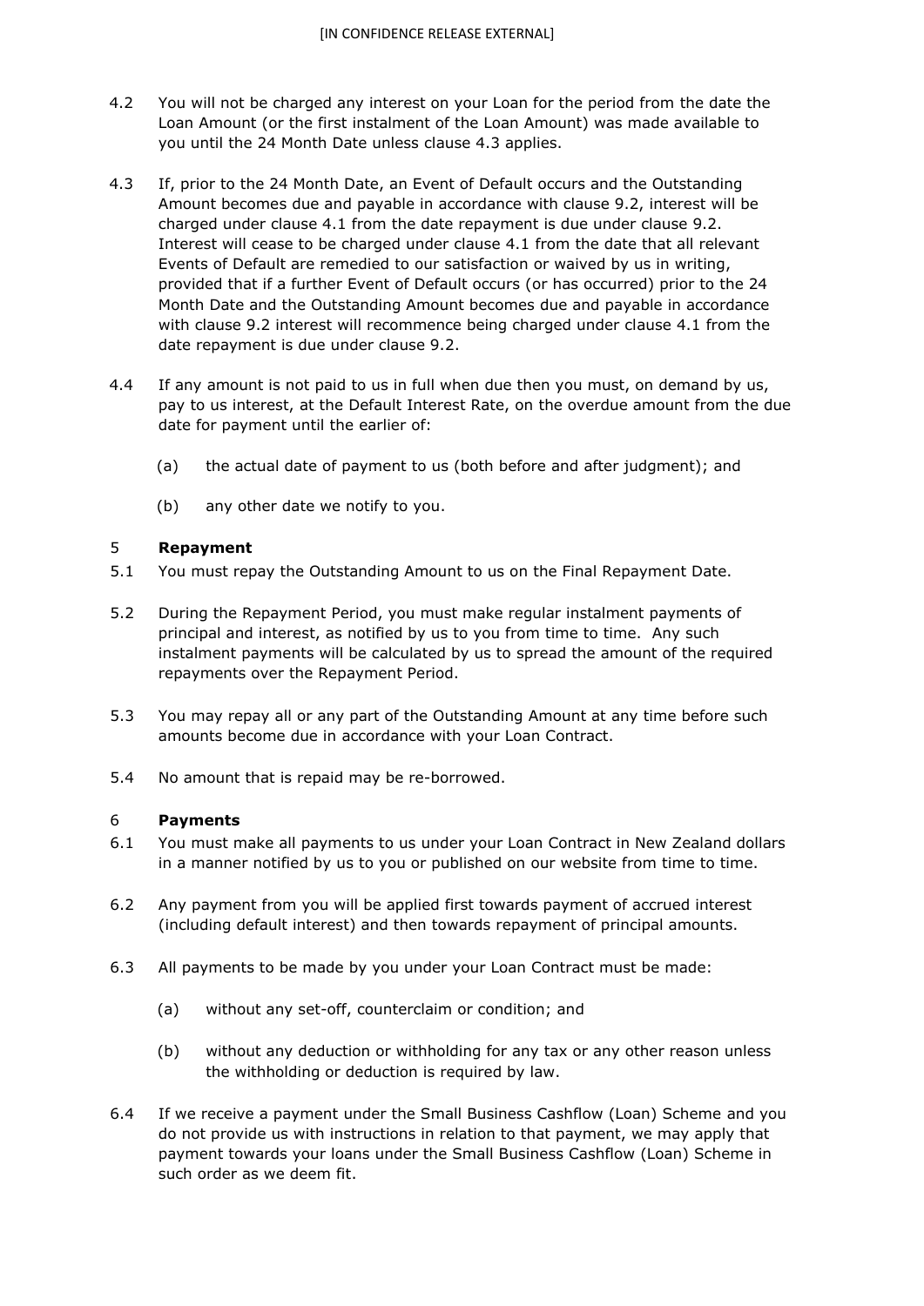4.2 You will not be charged any interest on your Loan for the period from the date the Loan Amount (or the first instalment of the Loan Amount) was made available to you until the 24 Month Date unless clause 4.3 applies.

4.3 If, prior to the 24 Month Date, an Event of Default occurs and the Outstanding Amount becomes due and payable in accordance with clause 9.2, interest will be charged under clause 4.1 from the date repayment is due under clause 9.2. Interest will cease to be charged under clause 4.1 from the date that all relevant Events of Default are remedied to our satisfaction or waived by us in writing, provided that if a further Event of Default occurs (or has occurred) prior to the 24 Month Date and the Outstanding Amount becomes due and payable in accordance with clause 9.2 interest will recommence being charged under clause 4.1 from the date repayment is due under clause 9.2.

4.4 If any amount is not paid to us in full when due then you must, on demand by us, pay to us interest, at the Default Interest Rate, on the overdue amount from the due date for payment until the earlier of:

(a) the actual date of payment to us (both before and after judgment); and

(b) any other date we notify to you.

## 5 Repayment

5.1 You must repay the Outstanding Amount to us on the Final Repayment Date.

5.2 During the Repayment Period, you must make regular instalment payments of principal and interest, as notified by us to you from time to time. Any such instalment payments will be calculated by us to spread the amount of the required repayments over the Repayment Period.

5.3 You may repay all or any part of the Outstanding Amount at any time before such amounts become due in accordance with your Loan Contract.

5.4 No amount that is repaid may be re-borrowed.

## 6 Payments

6.1 You must make all payments to us under your Loan Contract in New Zealand dollars in a manner notified by us to you or published on our website from time to time.

6.2 Any payment from you will be applied first towards payment of accrued interest (including default interest) and then towards repayment of principal amounts.

6.3 All payments to be made by you under your Loan Contract must be made:

(a) without any set-off, counterclaim or condition; and

(b) without any deduction or withholding for any tax or any other reason unless the withholding or deduction is required by law.

6.4 If we receive a payment under the Small Business Cashflow (Loan) Scheme and you do not provide us with instructions in relation to that payment, we may apply that payment towards your loans under the Small Business Cashflow (Loan) Scheme in such order as we deem fit.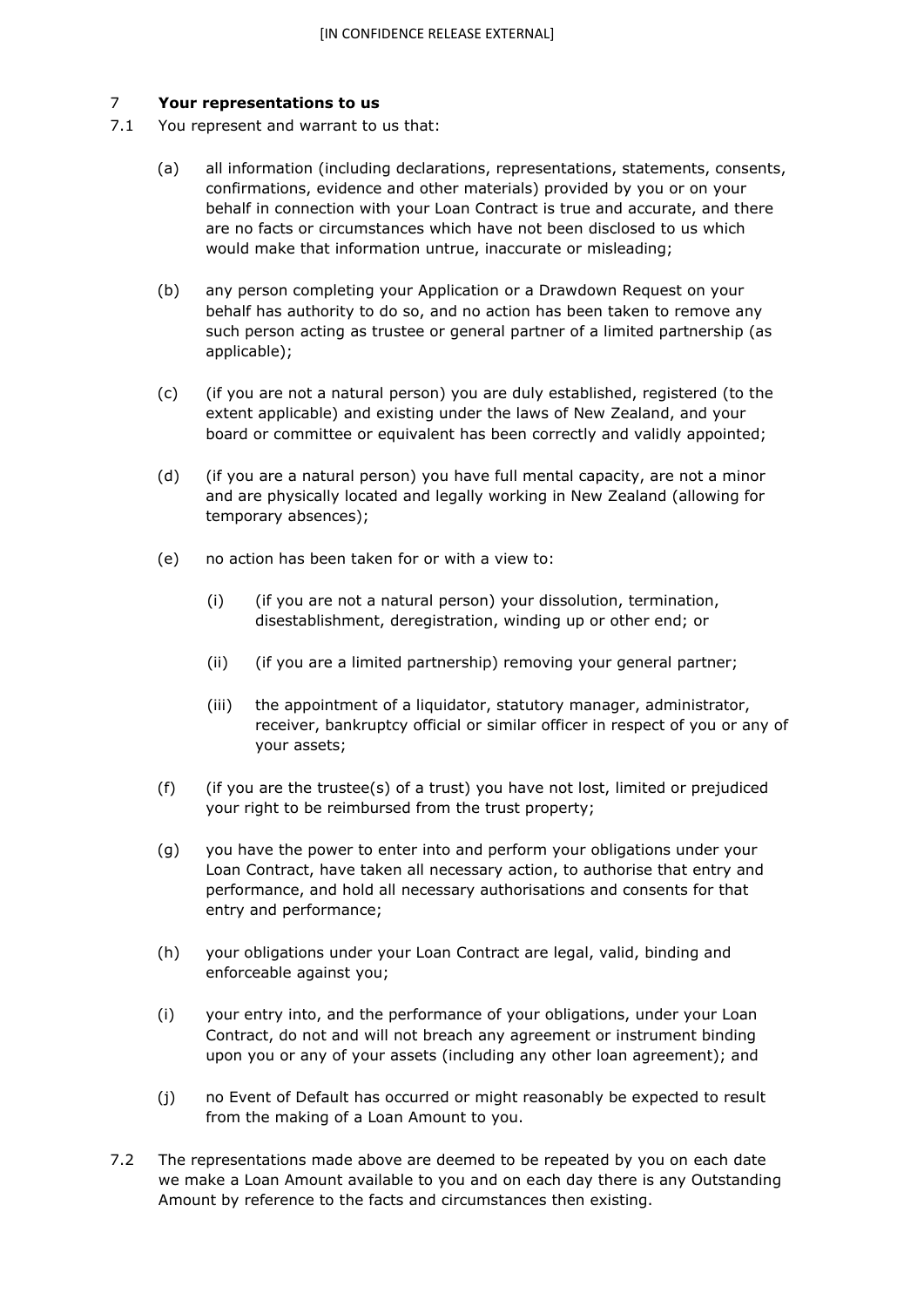## 7 **Your representations to us**

7.1 You represent and warrant to us that:

(a) all information (including declarations, representations, statements, consents, confirmations, evidence and other materials) provided by you or on your behalf in connection with your Loan Contract is true and accurate, and there are no facts or circumstances which have not been disclosed to us which would make that information untrue, inaccurate or misleading;

(b) any person completing your Application or a Drawdown Request on your behalf has authority to do so, and no action has been taken to remove any such person acting as trustee or general partner of a limited partnership (as applicable);

(c) (if you are not a natural person) you are duly established, registered (to the extent applicable) and existing under the laws of New Zealand, and your board or committee or equivalent has been correctly and validly appointed;

(d) (if you are a natural person) you have full mental capacity, are not a minor and are physically located and legally working in New Zealand (allowing for temporary absences);

(e) no action has been taken for or with a view to:

(i) (if you are not a natural person) your dissolution, termination, disestablishment, deregistration, winding up or other end; or

(ii) (if you are a limited partnership) removing your general partner;

(iii) the appointment of a liquidator, statutory manager, administrator, receiver, bankruptcy official or similar officer in respect of you or any of your assets;

(f) (if you are the trustee(s) of a trust) you have not lost, limited or prejudiced your right to be reimbursed from the trust property;

(g) you have the power to enter into and perform your obligations under your Loan Contract, have taken all necessary action, to authorise that entry and performance, and hold all necessary authorisations and consents for that entry and performance;

(h) your obligations under your Loan Contract are legal, valid, binding and enforceable against you;

(i) your entry into, and the performance of your obligations, under your Loan Contract, do not and will not breach any agreement or instrument binding upon you or any of your assets (including any other loan agreement); and

(j) no Event of Default has occurred or might reasonably be expected to result from the making of a Loan Amount to you.

7.2 The representations made above are deemed to be repeated by you on each date we make a Loan Amount available to you and on each day there is any Outstanding Amount by reference to the facts and circumstances then existing.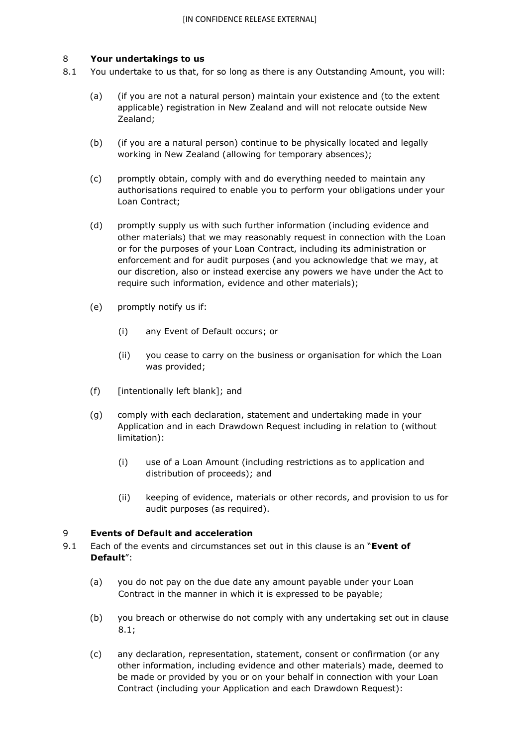## 8 Your undertakings to us

8.1 You undertake to us that, for so long as there is any Outstanding Amount, you will:

(a) (if you are not a natural person) maintain your existence and (to the extent applicable) registration in New Zealand and will not relocate outside New Zealand;

(b) (if you are a natural person) continue to be physically located and legally working in New Zealand (allowing for temporary absences);

(c) promptly obtain, comply with and do everything needed to maintain any authorisations required to enable you to perform your obligations under your Loan Contract;

(d) promptly supply us with such further information (including evidence and other materials) that we may reasonably request in connection with the Loan or for the purposes of your Loan Contract, including its administration or enforcement and for audit purposes (and you acknowledge that we may, at our discretion, also or instead exercise any powers we have under the Act to require such information, evidence and other materials);

(e) promptly notify us if:

(i) any Event of Default occurs; or

(ii) you cease to carry on the business or organisation for which the Loan was provided;

(f) [intentionally left blank]; and

(g) comply with each declaration, statement and undertaking made in your Application and in each Drawdown Request including in relation to (without limitation):

(i) use of a Loan Amount (including restrictions as to application and distribution of proceeds); and

(ii) keeping of evidence, materials or other records, and provision to us for audit purposes (as required).

## 9 Events of Default and acceleration

9.1 Each of the events and circumstances set out in this clause is an "**Event of Default**":

(a) you do not pay on the due date any amount payable under your Loan Contract in the manner in which it is expressed to be payable;

(b) you breach or otherwise do not comply with any undertaking set out in clause 8.1;

(c) any declaration, representation, statement, consent or confirmation (or any other information, including evidence and other materials) made, deemed to be made or provided by you or on your behalf in connection with your Loan Contract (including your Application and each Drawdown Request):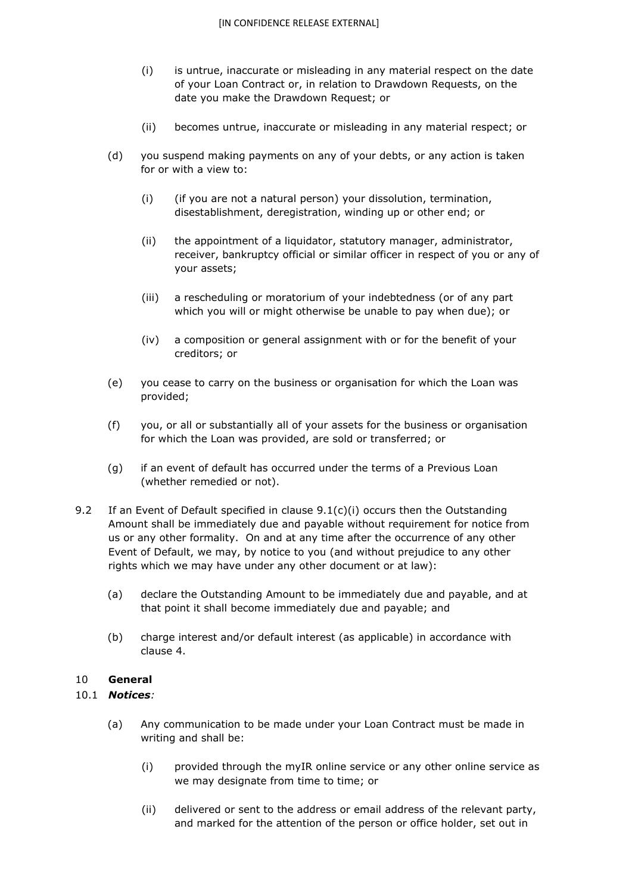(i) is untrue, inaccurate or misleading in any material respect on the date of your Loan Contract or, in relation to Drawdown Requests, on the date you make the Drawdown Request; or

(ii) becomes untrue, inaccurate or misleading in any material respect; or

(d) you suspend making payments on any of your debts, or any action is taken for or with a view to:

(i) (if you are not a natural person) your dissolution, termination, disestablishment, deregistration, winding up or other end; or

(ii) the appointment of a liquidator, statutory manager, administrator, receiver, bankruptcy official or similar officer in respect of you or any of your assets;

(iii) a rescheduling or moratorium of your indebtedness (or of any part which you will or might otherwise be unable to pay when due); or

(iv) a composition or general assignment with or for the benefit of your creditors; or

(e) you cease to carry on the business or organisation for which the Loan was provided;

(f) you, or all or substantially all of your assets for the business or organisation for which the Loan was provided, are sold or transferred; or

(g) if an event of default has occurred under the terms of a Previous Loan (whether remedied or not).

9.2 If an Event of Default specified in clause 9.1(c)(i) occurs then the Outstanding Amount shall be immediately due and payable without requirement for notice from us or any other formality. On and at any time after the occurrence of any other Event of Default, we may, by notice to you (and without prejudice to any other rights which we may have under any other document or at law):

(a) declare the Outstanding Amount to be immediately due and payable, and at that point it shall become immediately due and payable; and

(b) charge interest and/or default interest (as applicable) in accordance with clause 4.

## 10 General

### 10.1 ***Notices***:

(a) Any communication to be made under your Loan Contract must be made in writing and shall be:

(i) provided through the myIR online service or any other online service as we may designate from time to time; or

(ii) delivered or sent to the address or email address of the relevant party, and marked for the attention of the person or office holder, set out in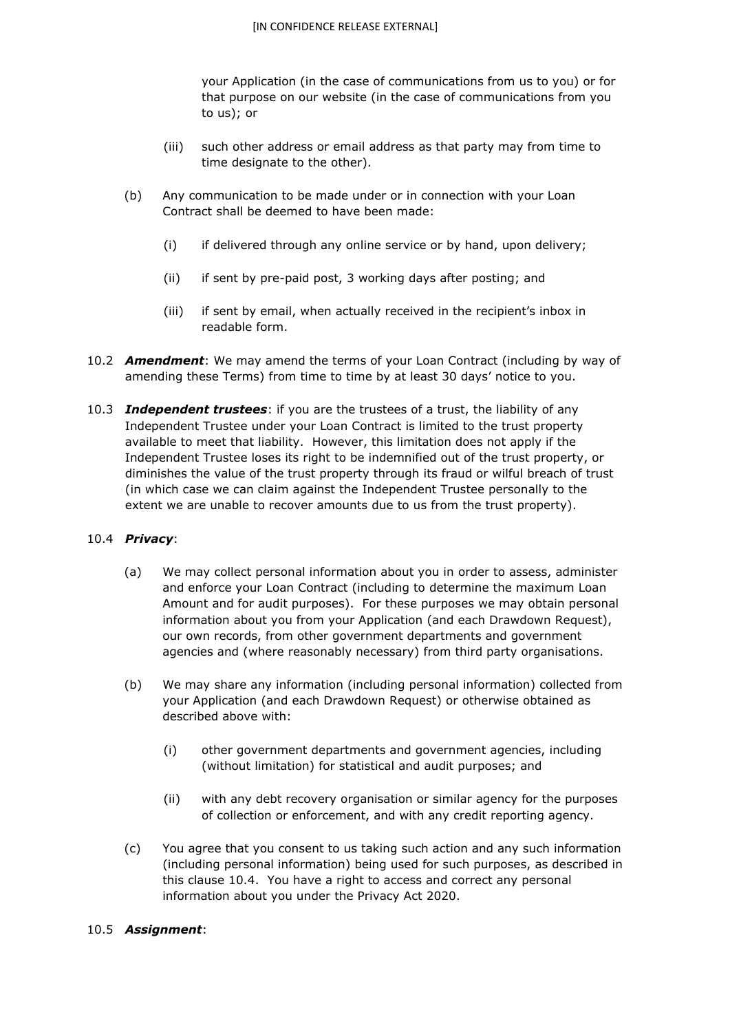your Application (in the case of communications from us to you) or for that purpose on our website (in the case of communications from you to us); or

(iii) such other address or email address as that party may from time to time designate to the other).

(b) Any communication to be made under or in connection with your Loan Contract shall be deemed to have been made:

(i) if delivered through any online service or by hand, upon delivery;

(ii) if sent by pre-paid post, 3 working days after posting; and

(iii) if sent by email, when actually received in the recipient's inbox in readable form.

10.2 ***Amendment***: We may amend the terms of your Loan Contract (including by way of amending these Terms) from time to time by at least 30 days' notice to you.

10.3 ***Independent trustees***: if you are the trustees of a trust, the liability of any Independent Trustee under your Loan Contract is limited to the trust property available to meet that liability. However, this limitation does not apply if the Independent Trustee loses its right to be indemnified out of the trust property, or diminishes the value of the trust property through its fraud or wilful breach of trust (in which case we can claim against the Independent Trustee personally to the extent we are unable to recover amounts due to us from the trust property).

10.4 ***Privacy***:

(a) We may collect personal information about you in order to assess, administer and enforce your Loan Contract (including to determine the maximum Loan Amount and for audit purposes). For these purposes we may obtain personal information about you from your Application (and each Drawdown Request), our own records, from other government departments and government agencies and (where reasonably necessary) from third party organisations.

(b) We may share any information (including personal information) collected from your Application (and each Drawdown Request) or otherwise obtained as described above with:

(i) other government departments and government agencies, including (without limitation) for statistical and audit purposes; and

(ii) with any debt recovery organisation or similar agency for the purposes of collection or enforcement, and with any credit reporting agency.

(c) You agree that you consent to us taking such action and any such information (including personal information) being used for such purposes, as described in this clause 10.4. You have a right to access and correct any personal information about you under the Privacy Act 2020.

10.5 ***Assignment***: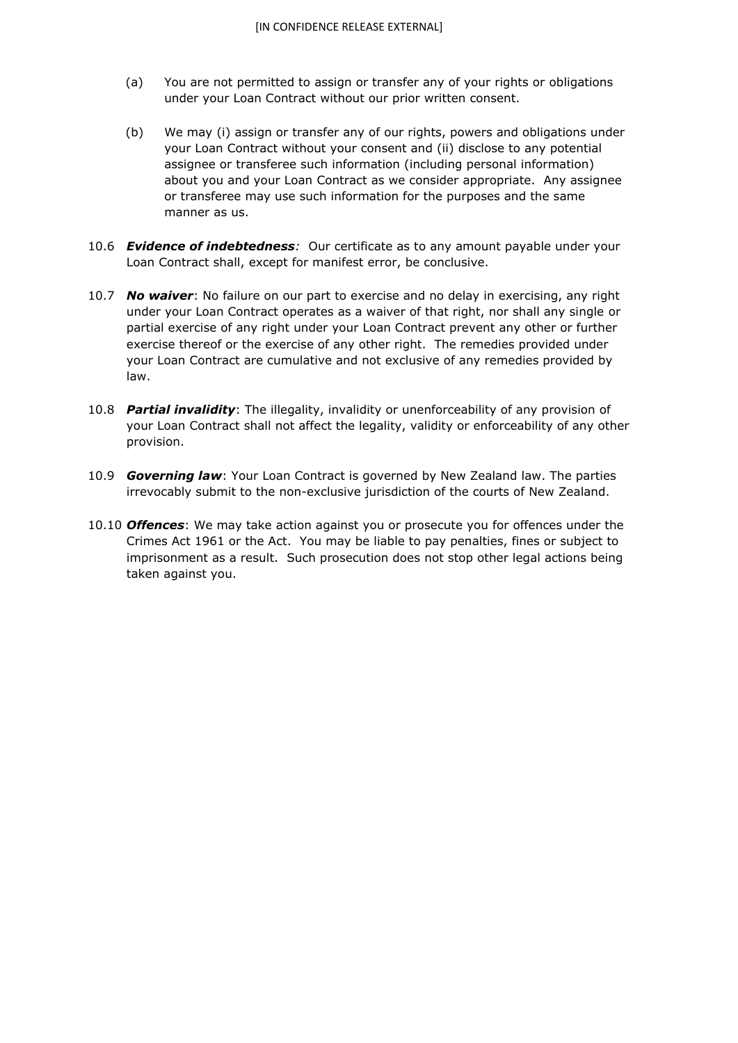(a) You are not permitted to assign or transfer any of your rights or obligations under your Loan Contract without our prior written consent.

(b) We may (i) assign or transfer any of our rights, powers and obligations under your Loan Contract without your consent and (ii) disclose to any potential assignee or transferee such information (including personal information) about you and your Loan Contract as we consider appropriate. Any assignee or transferee may use such information for the purposes and the same manner as us.

10.6 ***Evidence of indebtedness**:* Our certificate as to any amount payable under your Loan Contract shall, except for manifest error, be conclusive.

10.7 ***No waiver***: No failure on our part to exercise and no delay in exercising, any right under your Loan Contract operates as a waiver of that right, nor shall any single or partial exercise of any right under your Loan Contract prevent any other or further exercise thereof or the exercise of any other right. The remedies provided under your Loan Contract are cumulative and not exclusive of any remedies provided by law.

10.8 ***Partial invalidity***: The illegality, invalidity or unenforceability of any provision of your Loan Contract shall not affect the legality, validity or enforceability of any other provision.

10.9 ***Governing law***: Your Loan Contract is governed by New Zealand law. The parties irrevocably submit to the non-exclusive jurisdiction of the courts of New Zealand.

10.10 ***Offences***: We may take action against you or prosecute you for offences under the Crimes Act 1961 or the Act. You may be liable to pay penalties, fines or subject to imprisonment as a result. Such prosecution does not stop other legal actions being taken against you.